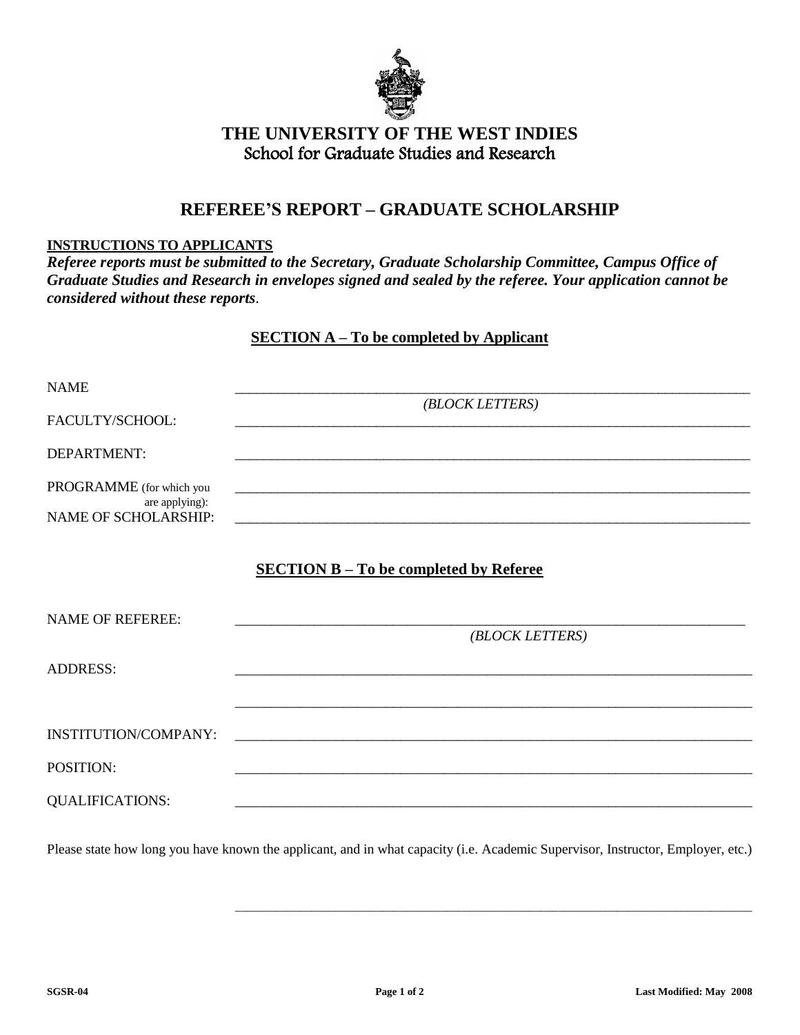# THE UNIVERSITY OF THE WEST INDIES

## School for Graduate Studies and Research

## REFEREE'S REPORT – GRADUATE SCHOLARSHIP

**INSTRUCTIONS TO APPLICANTS**

***Referee reports must be submitted to the Secretary, Graduate Scholarship Committee, Campus Office of Graduate Studies and Research in envelopes signed and sealed by the referee. Your application cannot be considered without these reports.***

### SECTION A – To be completed by Applicant

NAME ____________________________________________
*(BLOCK LETTERS)*

FACULTY/SCHOOL: ____________________________________________

DEPARTMENT: ____________________________________________

PROGRAMME (for which you are applying): ____________________________________________

NAME OF SCHOLARSHIP: ____________________________________________

### SECTION B – To be completed by Referee

NAME OF REFEREE: ____________________________________________
*(BLOCK LETTERS)*

ADDRESS: ____________________________________________

____________________________________________

INSTITUTION/COMPANY: ____________________________________________

POSITION: ____________________________________________

QUALIFICATIONS: ____________________________________________

Please state how long you have known the applicant, and in what capacity (i.e. Academic Supervisor, Instructor, Employer, etc.)

____________________________________________

SGSR-04 | Last Modified: May 2008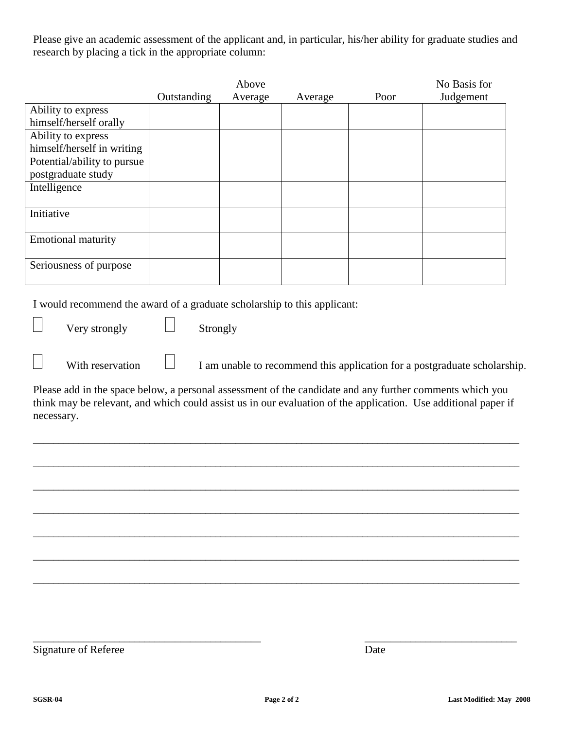Please give an academic assessment of the applicant and, in particular, his/her ability for graduate studies and research by placing a tick in the appropriate column:

| | Outstanding | Above Average | Average | Poor | No Basis for Judgement |
|---|---|---|---|---|---|
| Ability to express himself/herself orally | | | | | |
| Ability to express himself/herself in writing | | | | | |
| Potential/ability to pursue postgraduate study | | | | | |
| Intelligence | | | | | |
| Initiative | | | | | |
| Emotional maturity | | | | | |
| Seriousness of purpose | | | | | |

I would recommend the award of a graduate scholarship to this applicant:

☐ Very strongly ☐ Strongly

☐ With reservation ☐ I am unable to recommend this application for a postgraduate scholarship.

Please add in the space below, a personal assessment of the candidate and any further comments which you think may be relevant, and which could assist us in our evaluation of the application. Use additional paper if necessary.

_____________________________________________________________________________________

_____________________________________________________________________________________

_____________________________________________________________________________________

_____________________________________________________________________________________

_____________________________________________________________________________________

_____________________________________________________________________________________

_____________________________________________________________________________________

________________________________________ ____________________________

Signature of Referee Date

SGSR-04 Last Modified: May 2008